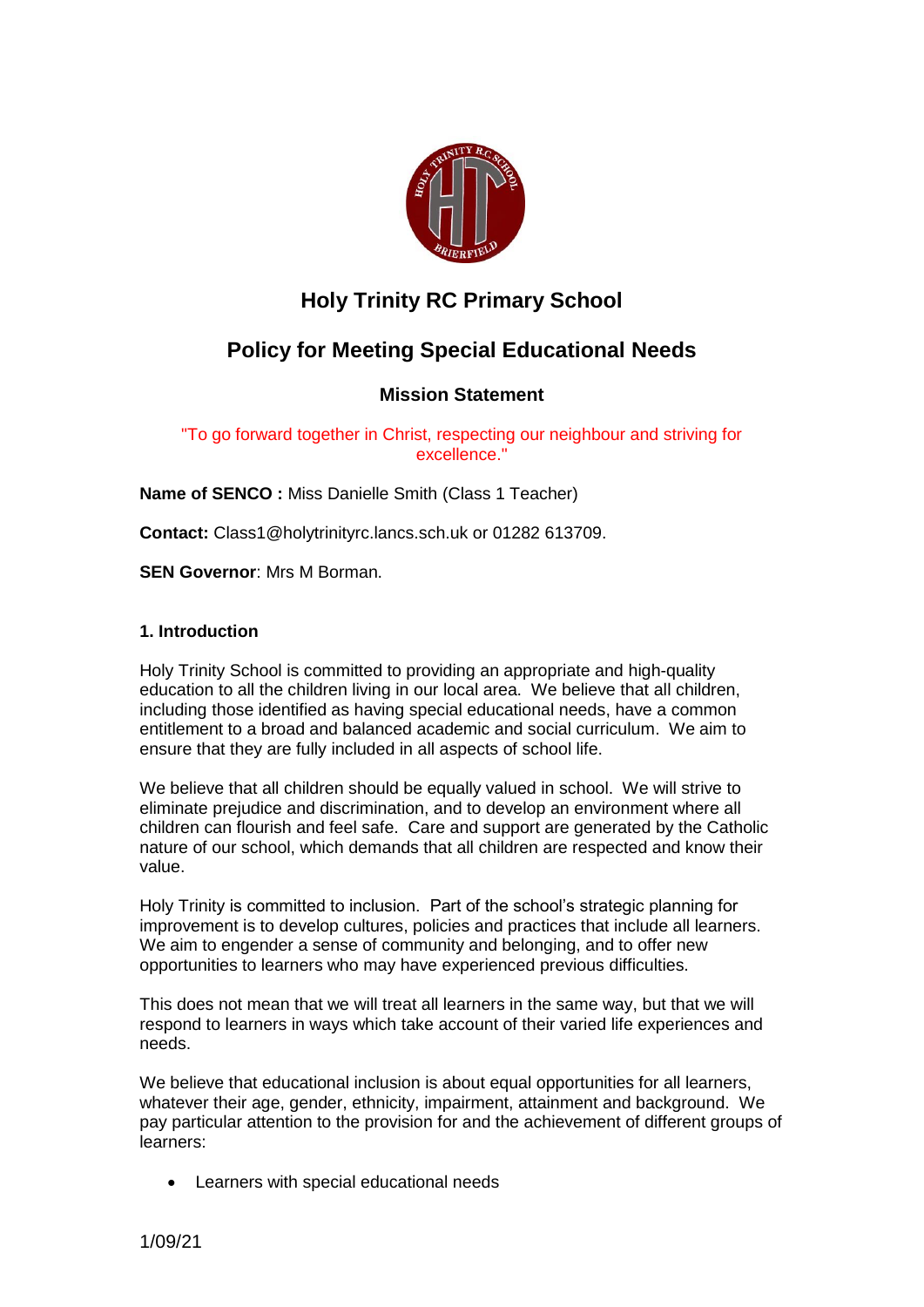# Holy Trinity RC Primary School

## Policy for Meeting Special Educational Needs

### Mission Statement

"To go forward together in Christ, respecting our neighbour and striving for excellence."

**Name of SENCO :** Miss Danielle Smith (Class 1 Teacher)

**Contact:** Class1@holytrinityrc.lancs.sch.uk or 01282 613709.

**SEN Governor**: Mrs M Borman.

#### 1. Introduction

Holy Trinity School is committed to providing an appropriate and high-quality education to all the children living in our local area. We believe that all children, including those identified as having special educational needs, have a common entitlement to a broad and balanced academic and social curriculum. We aim to ensure that they are fully included in all aspects of school life.

We believe that all children should be equally valued in school. We will strive to eliminate prejudice and discrimination, and to develop an environment where all children can flourish and feel safe. Care and support are generated by the Catholic nature of our school, which demands that all children are respected and know their value.

Holy Trinity is committed to inclusion. Part of the school's strategic planning for improvement is to develop cultures, policies and practices that include all learners. We aim to engender a sense of community and belonging, and to offer new opportunities to learners who may have experienced previous difficulties.

This does not mean that we will treat all learners in the same way, but that we will respond to learners in ways which take account of their varied life experiences and needs.

We believe that educational inclusion is about equal opportunities for all learners, whatever their age, gender, ethnicity, impairment, attainment and background. We pay particular attention to the provision for and the achievement of different groups of learners:

- Learners with special educational needs

1/09/21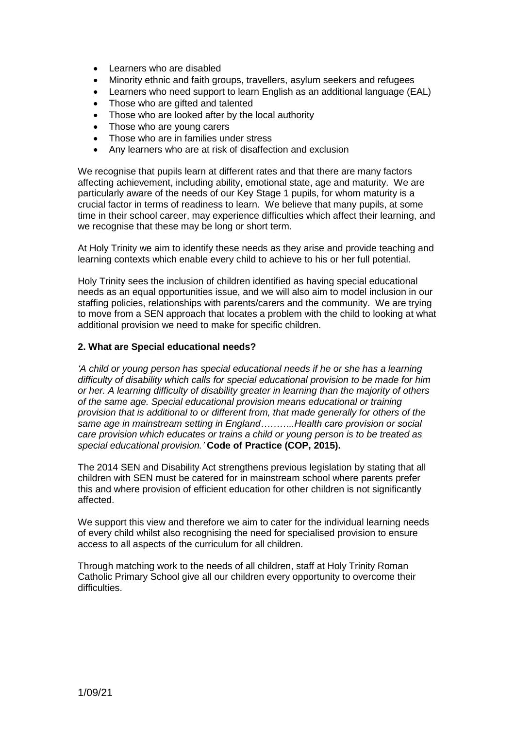- Learners who are disabled
- Minority ethnic and faith groups, travellers, asylum seekers and refugees
- Learners who need support to learn English as an additional language (EAL)
- Those who are gifted and talented
- Those who are looked after by the local authority
- Those who are young carers
- Those who are in families under stress
- Any learners who are at risk of disaffection and exclusion

We recognise that pupils learn at different rates and that there are many factors affecting achievement, including ability, emotional state, age and maturity. We are particularly aware of the needs of our Key Stage 1 pupils, for whom maturity is a crucial factor in terms of readiness to learn. We believe that many pupils, at some time in their school career, may experience difficulties which affect their learning, and we recognise that these may be long or short term.

At Holy Trinity we aim to identify these needs as they arise and provide teaching and learning contexts which enable every child to achieve to his or her full potential.

Holy Trinity sees the inclusion of children identified as having special educational needs as an equal opportunities issue, and we will also aim to model inclusion in our staffing policies, relationships with parents/carers and the community. We are trying to move from a SEN approach that locates a problem with the child to looking at what additional provision we need to make for specific children.

**2. What are Special educational needs?**

*'A child or young person has special educational needs if he or she has a learning difficulty of disability which calls for special educational provision to be made for him or her. A learning difficulty of disability greater in learning than the majority of others of the same age. Special educational provision means educational or training provision that is additional to or different from, that made generally for others of the same age in mainstream setting in England………..Health care provision or social care provision which educates or trains a child or young person is to be treated as special educational provision.'* **Code of Practice (COP, 2015).**

The 2014 SEN and Disability Act strengthens previous legislation by stating that all children with SEN must be catered for in mainstream school where parents prefer this and where provision of efficient education for other children is not significantly affected.

We support this view and therefore we aim to cater for the individual learning needs of every child whilst also recognising the need for specialised provision to ensure access to all aspects of the curriculum for all children.

Through matching work to the needs of all children, staff at Holy Trinity Roman Catholic Primary School give all our children every opportunity to overcome their difficulties.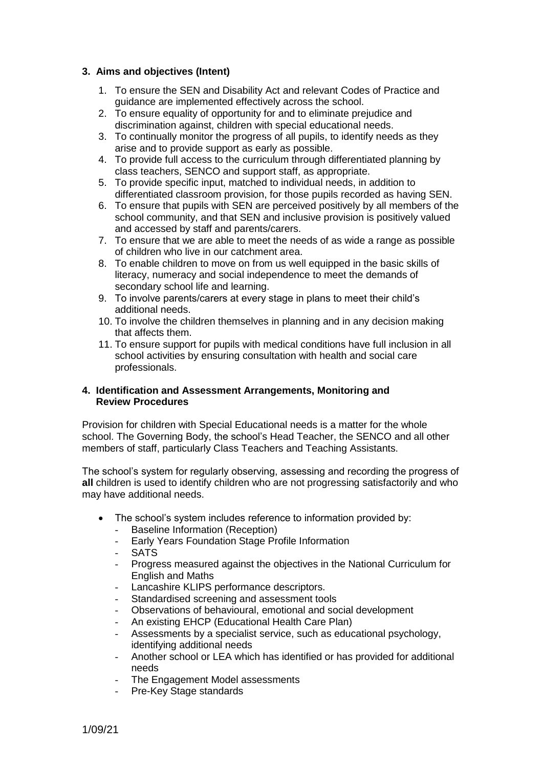### 3. Aims and objectives (Intent)

1. To ensure the SEN and Disability Act and relevant Codes of Practice and guidance are implemented effectively across the school.
2. To ensure equality of opportunity for and to eliminate prejudice and discrimination against, children with special educational needs.
3. To continually monitor the progress of all pupils, to identify needs as they arise and to provide support as early as possible.
4. To provide full access to the curriculum through differentiated planning by class teachers, SENCO and support staff, as appropriate.
5. To provide specific input, matched to individual needs, in addition to differentiated classroom provision, for those pupils recorded as having SEN.
6. To ensure that pupils with SEN are perceived positively by all members of the school community, and that SEN and inclusive provision is positively valued and accessed by staff and parents/carers.
7. To ensure that we are able to meet the needs of as wide a range as possible of children who live in our catchment area.
8. To enable children to move on from us well equipped in the basic skills of literacy, numeracy and social independence to meet the demands of secondary school life and learning.
9. To involve parents/carers at every stage in plans to meet their child's additional needs.
10. To involve the children themselves in planning and in any decision making that affects them.
11. To ensure support for pupils with medical conditions have full inclusion in all school activities by ensuring consultation with health and social care professionals.

### 4. Identification and Assessment Arrangements, Monitoring and Review Procedures

Provision for children with Special Educational needs is a matter for the whole school. The Governing Body, the school's Head Teacher, the SENCO and all other members of staff, particularly Class Teachers and Teaching Assistants.

The school's system for regularly observing, assessing and recording the progress of **all** children is used to identify children who are not progressing satisfactorily and who may have additional needs.

- The school's system includes reference to information provided by:
  - Baseline Information (Reception)
  - Early Years Foundation Stage Profile Information
  - SATS
  - Progress measured against the objectives in the National Curriculum for English and Maths
  - Lancashire KLIPS performance descriptors.
  - Standardised screening and assessment tools
  - Observations of behavioural, emotional and social development
  - An existing EHCP (Educational Health Care Plan)
  - Assessments by a specialist service, such as educational psychology, identifying additional needs
  - Another school or LEA which has identified or has provided for additional needs
  - The Engagement Model assessments
  - Pre-Key Stage standards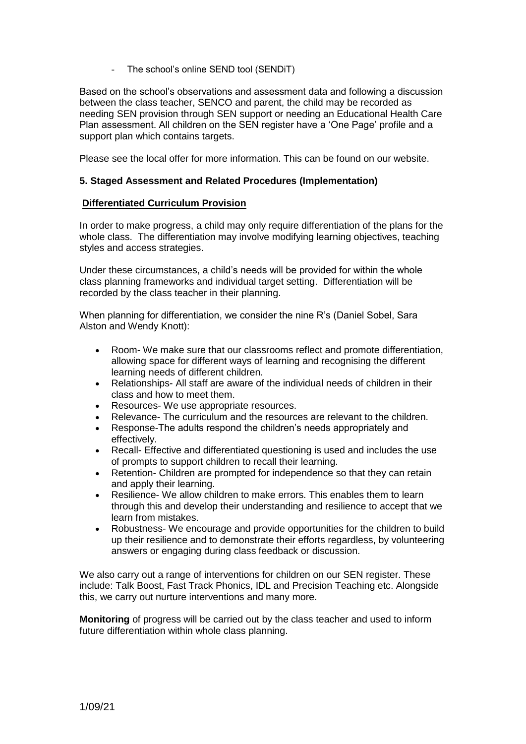- The school's online SEND tool (SENDiT)

Based on the school's observations and assessment data and following a discussion between the class teacher, SENCO and parent, the child may be recorded as needing SEN provision through SEN support or needing an Educational Health Care Plan assessment. All children on the SEN register have a 'One Page' profile and a support plan which contains targets.

Please see the local offer for more information. This can be found on our website.

**5. Staged Assessment and Related Procedures (Implementation)**

**Differentiated Curriculum Provision**

In order to make progress, a child may only require differentiation of the plans for the whole class. The differentiation may involve modifying learning objectives, teaching styles and access strategies.

Under these circumstances, a child's needs will be provided for within the whole class planning frameworks and individual target setting. Differentiation will be recorded by the class teacher in their planning.

When planning for differentiation, we consider the nine R's (Daniel Sobel, Sara Alston and Wendy Knott):

- Room- We make sure that our classrooms reflect and promote differentiation, allowing space for different ways of learning and recognising the different learning needs of different children.
- Relationships- All staff are aware of the individual needs of children in their class and how to meet them.
- Resources- We use appropriate resources.
- Relevance- The curriculum and the resources are relevant to the children.
- Response-The adults respond the children's needs appropriately and effectively.
- Recall- Effective and differentiated questioning is used and includes the use of prompts to support children to recall their learning.
- Retention- Children are prompted for independence so that they can retain and apply their learning.
- Resilience- We allow children to make errors. This enables them to learn through this and develop their understanding and resilience to accept that we learn from mistakes.
- Robustness- We encourage and provide opportunities for the children to build up their resilience and to demonstrate their efforts regardless, by volunteering answers or engaging during class feedback or discussion.

We also carry out a range of interventions for children on our SEN register. These include: Talk Boost, Fast Track Phonics, IDL and Precision Teaching etc. Alongside this, we carry out nurture interventions and many more.

**Monitoring** of progress will be carried out by the class teacher and used to inform future differentiation within whole class planning.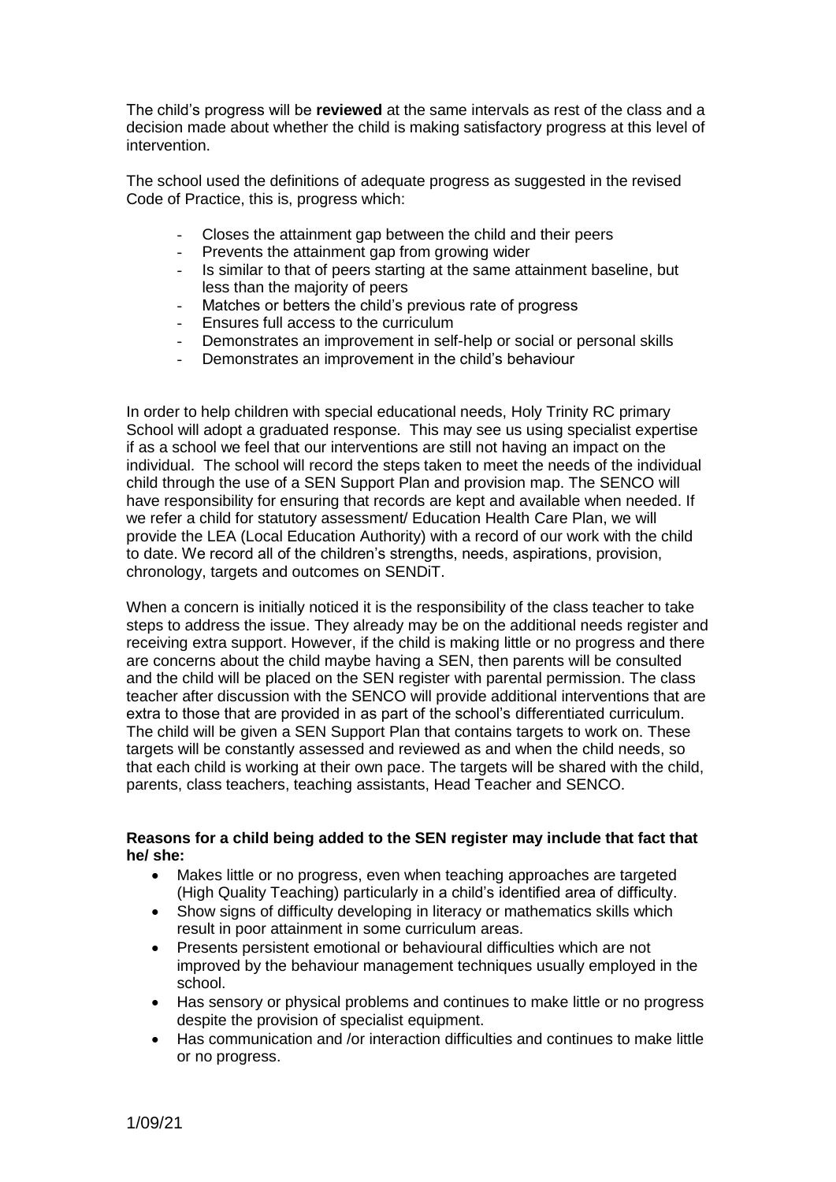The child's progress will be **reviewed** at the same intervals as rest of the class and a decision made about whether the child is making satisfactory progress at this level of intervention.

The school used the definitions of adequate progress as suggested in the revised Code of Practice, this is, progress which:

- Closes the attainment gap between the child and their peers
- Prevents the attainment gap from growing wider
- Is similar to that of peers starting at the same attainment baseline, but less than the majority of peers
- Matches or betters the child's previous rate of progress
- Ensures full access to the curriculum
- Demonstrates an improvement in self-help or social or personal skills
- Demonstrates an improvement in the child's behaviour

In order to help children with special educational needs, Holy Trinity RC primary School will adopt a graduated response. This may see us using specialist expertise if as a school we feel that our interventions are still not having an impact on the individual. The school will record the steps taken to meet the needs of the individual child through the use of a SEN Support Plan and provision map. The SENCO will have responsibility for ensuring that records are kept and available when needed. If we refer a child for statutory assessment/ Education Health Care Plan, we will provide the LEA (Local Education Authority) with a record of our work with the child to date. We record all of the children's strengths, needs, aspirations, provision, chronology, targets and outcomes on SENDiT.

When a concern is initially noticed it is the responsibility of the class teacher to take steps to address the issue. They already may be on the additional needs register and receiving extra support. However, if the child is making little or no progress and there are concerns about the child maybe having a SEN, then parents will be consulted and the child will be placed on the SEN register with parental permission. The class teacher after discussion with the SENCO will provide additional interventions that are extra to those that are provided in as part of the school's differentiated curriculum. The child will be given a SEN Support Plan that contains targets to work on. These targets will be constantly assessed and reviewed as and when the child needs, so that each child is working at their own pace. The targets will be shared with the child, parents, class teachers, teaching assistants, Head Teacher and SENCO.

**Reasons for a child being added to the SEN register may include that fact that he/ she:**

- Makes little or no progress, even when teaching approaches are targeted (High Quality Teaching) particularly in a child's identified area of difficulty.
- Show signs of difficulty developing in literacy or mathematics skills which result in poor attainment in some curriculum areas.
- Presents persistent emotional or behavioural difficulties which are not improved by the behaviour management techniques usually employed in the school.
- Has sensory or physical problems and continues to make little or no progress despite the provision of specialist equipment.
- Has communication and /or interaction difficulties and continues to make little or no progress.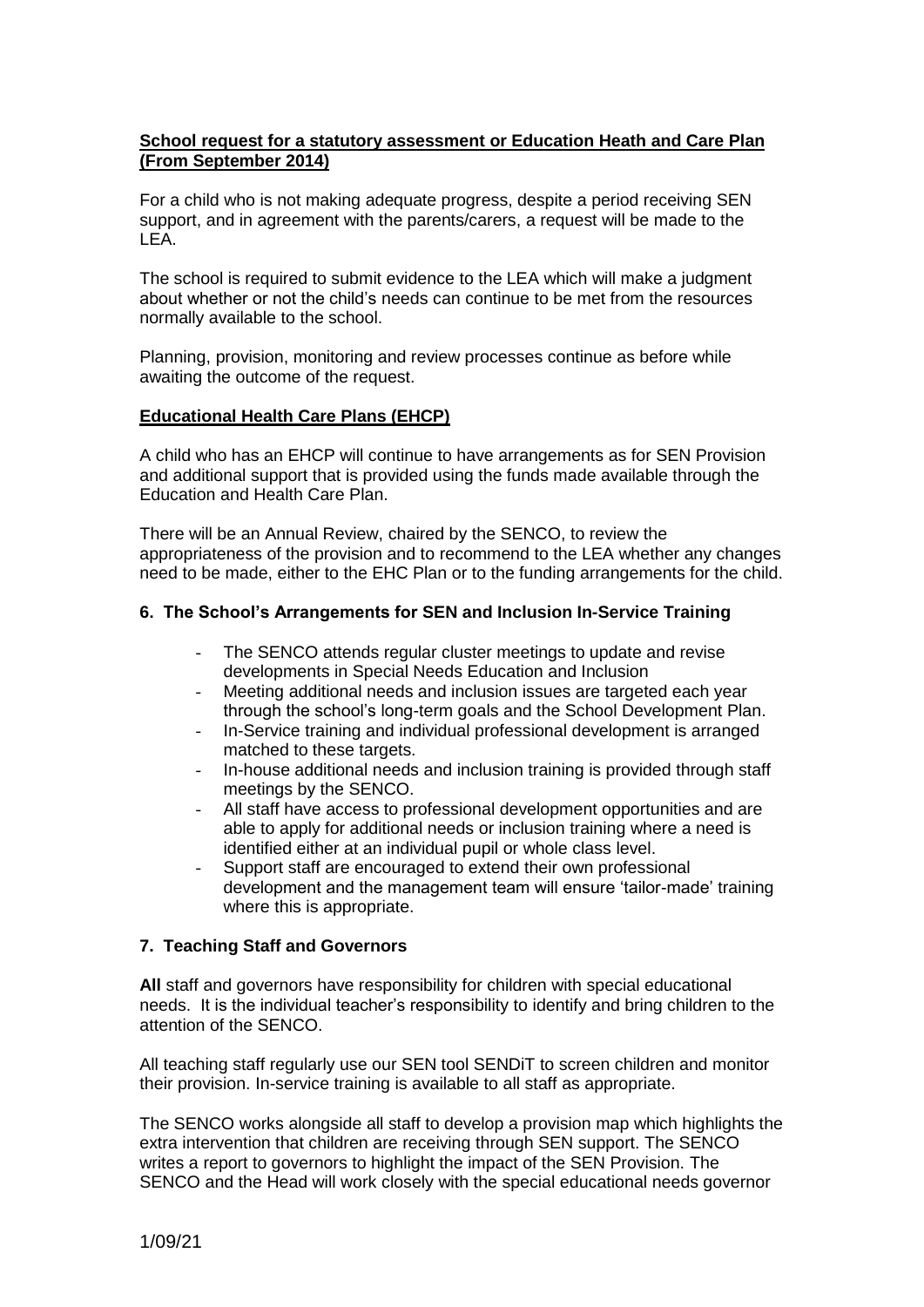**School request for a statutory assessment or Education Heath and Care Plan (From September 2014)**

For a child who is not making adequate progress, despite a period receiving SEN support, and in agreement with the parents/carers, a request will be made to the LEA.

The school is required to submit evidence to the LEA which will make a judgment about whether or not the child's needs can continue to be met from the resources normally available to the school.

Planning, provision, monitoring and review processes continue as before while awaiting the outcome of the request.

**Educational Health Care Plans (EHCP)**

A child who has an EHCP will continue to have arrangements as for SEN Provision and additional support that is provided using the funds made available through the Education and Health Care Plan.

There will be an Annual Review, chaired by the SENCO, to review the appropriateness of the provision and to recommend to the LEA whether any changes need to be made, either to the EHC Plan or to the funding arrangements for the child.

## 6. The School's Arrangements for SEN and Inclusion In-Service Training

- The SENCO attends regular cluster meetings to update and revise developments in Special Needs Education and Inclusion
- Meeting additional needs and inclusion issues are targeted each year through the school's long-term goals and the School Development Plan.
- In-Service training and individual professional development is arranged matched to these targets.
- In-house additional needs and inclusion training is provided through staff meetings by the SENCO.
- All staff have access to professional development opportunities and are able to apply for additional needs or inclusion training where a need is identified either at an individual pupil or whole class level.
- Support staff are encouraged to extend their own professional development and the management team will ensure 'tailor-made' training where this is appropriate.

## 7. Teaching Staff and Governors

**All** staff and governors have responsibility for children with special educational needs. It is the individual teacher's responsibility to identify and bring children to the attention of the SENCO.

All teaching staff regularly use our SEN tool SENDiT to screen children and monitor their provision. In-service training is available to all staff as appropriate.

The SENCO works alongside all staff to develop a provision map which highlights the extra intervention that children are receiving through SEN support. The SENCO writes a report to governors to highlight the impact of the SEN Provision. The SENCO and the Head will work closely with the special educational needs governor

1/09/21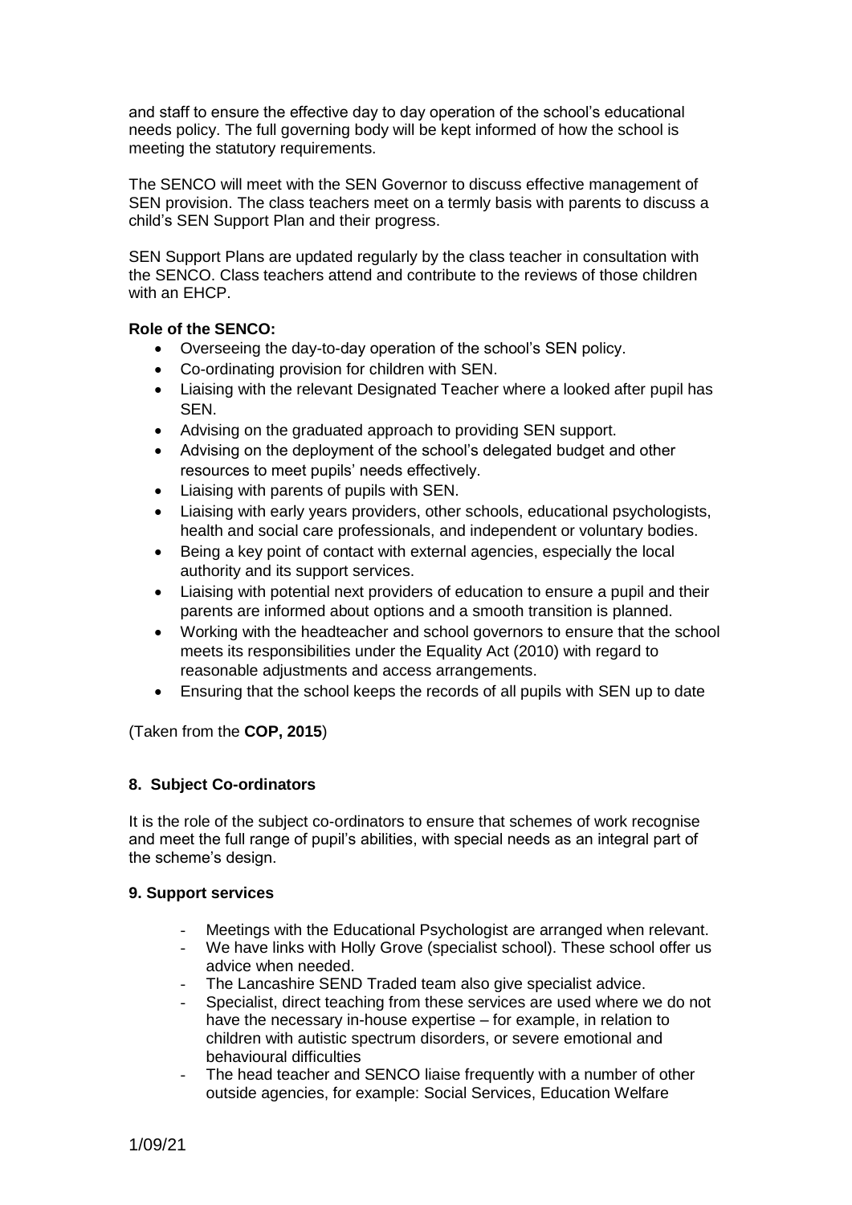and staff to ensure the effective day to day operation of the school's educational needs policy. The full governing body will be kept informed of how the school is meeting the statutory requirements.

The SENCO will meet with the SEN Governor to discuss effective management of SEN provision. The class teachers meet on a termly basis with parents to discuss a child's SEN Support Plan and their progress.

SEN Support Plans are updated regularly by the class teacher in consultation with the SENCO. Class teachers attend and contribute to the reviews of those children with an EHCP.

**Role of the SENCO:**

- Overseeing the day-to-day operation of the school's SEN policy.
- Co-ordinating provision for children with SEN.
- Liaising with the relevant Designated Teacher where a looked after pupil has SEN.
- Advising on the graduated approach to providing SEN support.
- Advising on the deployment of the school's delegated budget and other resources to meet pupils' needs effectively.
- Liaising with parents of pupils with SEN.
- Liaising with early years providers, other schools, educational psychologists, health and social care professionals, and independent or voluntary bodies.
- Being a key point of contact with external agencies, especially the local authority and its support services.
- Liaising with potential next providers of education to ensure a pupil and their parents are informed about options and a smooth transition is planned.
- Working with the headteacher and school governors to ensure that the school meets its responsibilities under the Equality Act (2010) with regard to reasonable adjustments and access arrangements.
- Ensuring that the school keeps the records of all pupils with SEN up to date

(Taken from the **COP, 2015**)

### 8. Subject Co-ordinators

It is the role of the subject co-ordinators to ensure that schemes of work recognise and meet the full range of pupil's abilities, with special needs as an integral part of the scheme's design.

### 9. Support services

- Meetings with the Educational Psychologist are arranged when relevant.
- We have links with Holly Grove (specialist school). These school offer us advice when needed.
- The Lancashire SEND Traded team also give specialist advice.
- Specialist, direct teaching from these services are used where we do not have the necessary in-house expertise – for example, in relation to children with autistic spectrum disorders, or severe emotional and behavioural difficulties
- The head teacher and SENCO liaise frequently with a number of other outside agencies, for example: Social Services, Education Welfare

1/09/21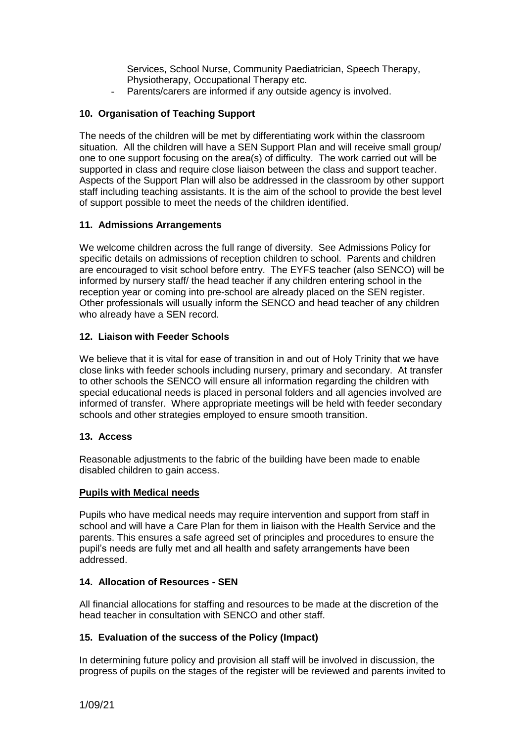Services, School Nurse, Community Paediatrician, Speech Therapy, Physiotherapy, Occupational Therapy etc.

- Parents/carers are informed if any outside agency is involved.

### 10. Organisation of Teaching Support

The needs of the children will be met by differentiating work within the classroom situation. All the children will have a SEN Support Plan and will receive small group/ one to one support focusing on the area(s) of difficulty. The work carried out will be supported in class and require close liaison between the class and support teacher. Aspects of the Support Plan will also be addressed in the classroom by other support staff including teaching assistants. It is the aim of the school to provide the best level of support possible to meet the needs of the children identified.

### 11. Admissions Arrangements

We welcome children across the full range of diversity. See Admissions Policy for specific details on admissions of reception children to school. Parents and children are encouraged to visit school before entry. The EYFS teacher (also SENCO) will be informed by nursery staff/ the head teacher if any children entering school in the reception year or coming into pre-school are already placed on the SEN register. Other professionals will usually inform the SENCO and head teacher of any children who already have a SEN record.

### 12. Liaison with Feeder Schools

We believe that it is vital for ease of transition in and out of Holy Trinity that we have close links with feeder schools including nursery, primary and secondary. At transfer to other schools the SENCO will ensure all information regarding the children with special educational needs is placed in personal folders and all agencies involved are informed of transfer. Where appropriate meetings will be held with feeder secondary schools and other strategies employed to ensure smooth transition.

### 13. Access

Reasonable adjustments to the fabric of the building have been made to enable disabled children to gain access.

**Pupils with Medical needs**

Pupils who have medical needs may require intervention and support from staff in school and will have a Care Plan for them in liaison with the Health Service and the parents. This ensures a safe agreed set of principles and procedures to ensure the pupil's needs are fully met and all health and safety arrangements have been addressed.

### 14. Allocation of Resources - SEN

All financial allocations for staffing and resources to be made at the discretion of the head teacher in consultation with SENCO and other staff.

### 15. Evaluation of the success of the Policy (Impact)

In determining future policy and provision all staff will be involved in discussion, the progress of pupils on the stages of the register will be reviewed and parents invited to

1/09/21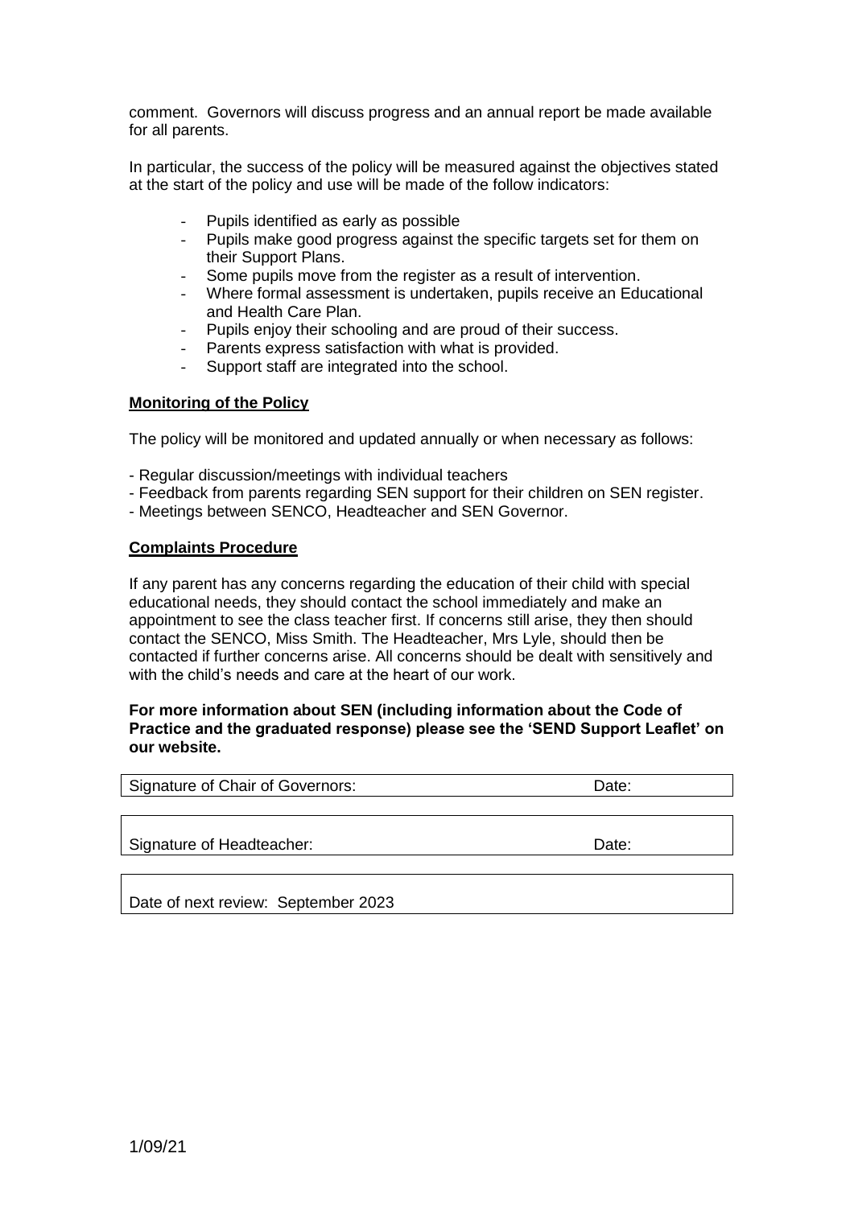comment. Governors will discuss progress and an annual report be made available for all parents.

In particular, the success of the policy will be measured against the objectives stated at the start of the policy and use will be made of the follow indicators:

- Pupils identified as early as possible
- Pupils make good progress against the specific targets set for them on their Support Plans.
- Some pupils move from the register as a result of intervention.
- Where formal assessment is undertaken, pupils receive an Educational and Health Care Plan.
- Pupils enjoy their schooling and are proud of their success.
- Parents express satisfaction with what is provided.
- Support staff are integrated into the school.

**Monitoring of the Policy**

The policy will be monitored and updated annually or when necessary as follows:

- Regular discussion/meetings with individual teachers
- Feedback from parents regarding SEN support for their children on SEN register.
- Meetings between SENCO, Headteacher and SEN Governor.

**Complaints Procedure**

If any parent has any concerns regarding the education of their child with special educational needs, they should contact the school immediately and make an appointment to see the class teacher first. If concerns still arise, they then should contact the SENCO, Miss Smith. The Headteacher, Mrs Lyle, should then be contacted if further concerns arise. All concerns should be dealt with sensitively and with the child's needs and care at the heart of our work.

**For more information about SEN (including information about the Code of Practice and the graduated response) please see the 'SEND Support Leaflet' on our website.**

| | |
|---|---|
| Signature of Chair of Governors: | Date: |

| | |
|---|---|
| Signature of Headteacher: | Date: |

| |
|---|
| Date of next review: September 2023 |

1/09/21